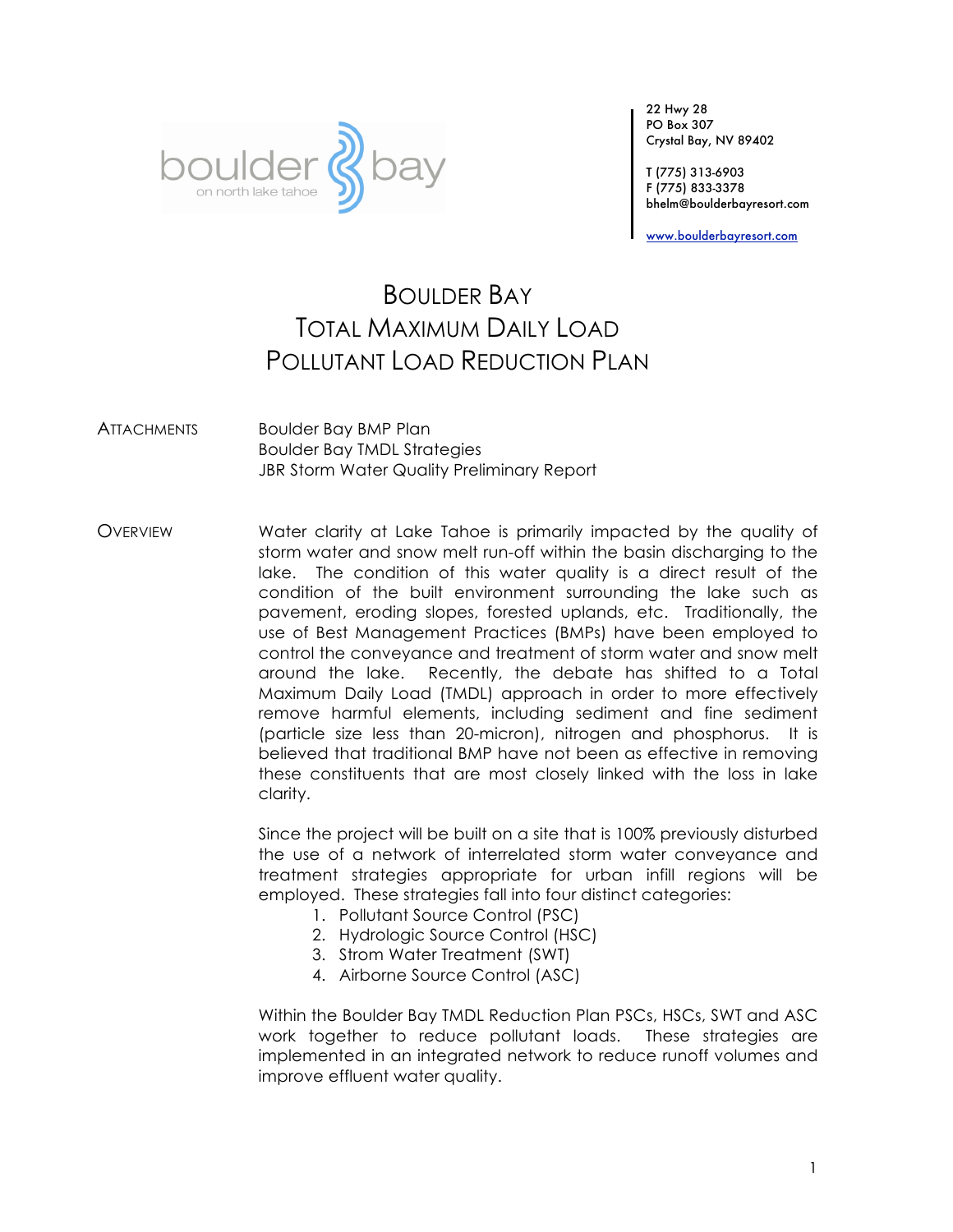boulder bay
on north lake tahoe

22 Hwy 28
PO Box 307
Crystal Bay, NV 89402

T (775) 313-6903
F (775) 833-3378
bhelm@boulderbayresort.com

www.boulderbayresort.com

# BOULDER BAY TOTAL MAXIMUM DAILY LOAD POLLUTANT LOAD REDUCTION PLAN

ATTACHMENTS

Boulder Bay BMP Plan
Boulder Bay TMDL Strategies
JBR Storm Water Quality Preliminary Report

OVERVIEW

Water clarity at Lake Tahoe is primarily impacted by the quality of storm water and snow melt run-off within the basin discharging to the lake. The condition of this water quality is a direct result of the condition of the built environment surrounding the lake such as pavement, eroding slopes, forested uplands, etc. Traditionally, the use of Best Management Practices (BMPs) have been employed to control the conveyance and treatment of storm water and snow melt around the lake. Recently, the debate has shifted to a Total Maximum Daily Load (TMDL) approach in order to more effectively remove harmful elements, including sediment and fine sediment (particle size less than 20-micron), nitrogen and phosphorus. It is believed that traditional BMP have not been as effective in removing these constituents that are most closely linked with the loss in lake clarity.

Since the project will be built on a site that is 100% previously disturbed the use of a network of interrelated storm water conveyance and treatment strategies appropriate for urban infill regions will be employed. These strategies fall into four distinct categories:

1. Pollutant Source Control (PSC)
2. Hydrologic Source Control (HSC)
3. Strom Water Treatment (SWT)
4. Airborne Source Control (ASC)

Within the Boulder Bay TMDL Reduction Plan PSCs, HSCs, SWT and ASC work together to reduce pollutant loads. These strategies are implemented in an integrated network to reduce runoff volumes and improve effluent water quality.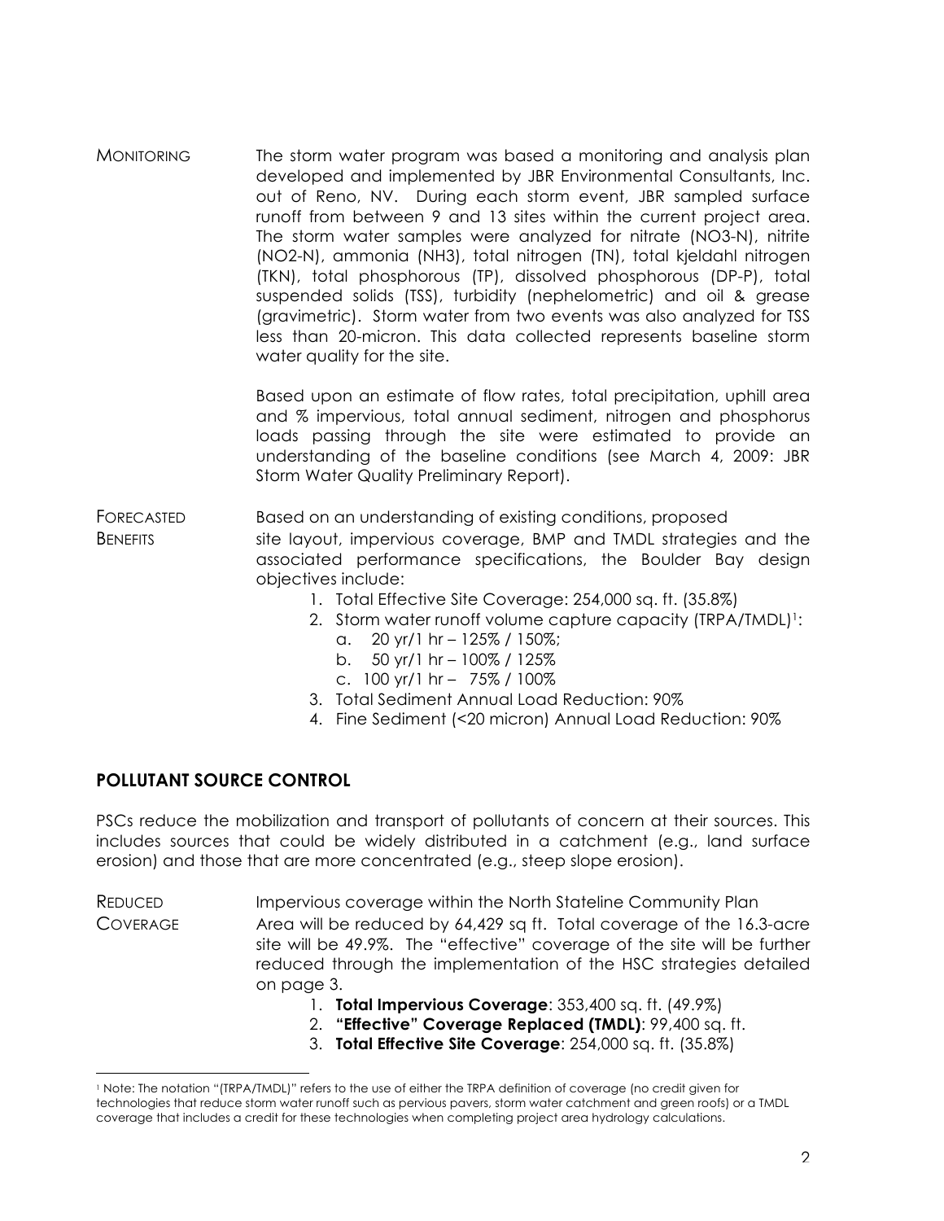**MONITORING**

The storm water program was based a monitoring and analysis plan developed and implemented by JBR Environmental Consultants, Inc. out of Reno, NV. During each storm event, JBR sampled surface runoff from between 9 and 13 sites within the current project area. The storm water samples were analyzed for nitrate ($NO_3$-N), nitrite ($NO_2$-N), ammonia ($NH_3$), total nitrogen (TN), total kjeldahl nitrogen (TKN), total phosphorous (TP), dissolved phosphorous (DP-P), total suspended solids (TSS), turbidity (nephelometric) and oil & grease (gravimetric). Storm water from two events was also analyzed for TSS less than 20-micron. This data collected represents baseline storm water quality for the site.

Based upon an estimate of flow rates, total precipitation, uphill area and % impervious, total annual sediment, nitrogen and phosphorus loads passing through the site were estimated to provide an understanding of the baseline conditions (see March 4, 2009: JBR Storm Water Quality Preliminary Report).

**FORECASTED BENEFITS**

Based on an understanding of existing conditions, proposed site layout, impervious coverage, BMP and TMDL strategies and the associated performance specifications, the Boulder Bay design objectives include:

1. Total Effective Site Coverage: 254,000 sq. ft. (35.8%)
2. Storm water runoff volume capture capacity (TRPA/TMDL)[1]:
   a. 20 yr/1 hr – 125% / 150%;
   b. 50 yr/1 hr – 100% / 125%
   c. 100 yr/1 hr – 75% / 100%
3. Total Sediment Annual Load Reduction: 90%
4. Fine Sediment (<20 micron) Annual Load Reduction: 90%

## POLLUTANT SOURCE CONTROL

PSCs reduce the mobilization and transport of pollutants of concern at their sources. This includes sources that could be widely distributed in a catchment (e.g., land surface erosion) and those that are more concentrated (e.g., steep slope erosion).

**REDUCED COVERAGE**

Impervious coverage within the North Stateline Community Plan Area will be reduced by 64,429 sq ft. Total coverage of the 16.3-acre site will be 49.9%. The "effective" coverage of the site will be further reduced through the implementation of the HSC strategies detailed on page 3.

1. **Total Impervious Coverage**: 353,400 sq. ft. (49.9%)
2. **"Effective" Coverage Replaced (TMDL)**: 99,400 sq. ft.
3. **Total Effective Site Coverage**: 254,000 sq. ft. (35.8%)

---

[1] Note: The notation "(TRPA/TMDL)" refers to the use of either the TRPA definition of coverage (no credit given for technologies that reduce storm water runoff such as pervious pavers, storm water catchment and green roofs) or a TMDL coverage that includes a credit for these technologies when completing project area hydrology calculations.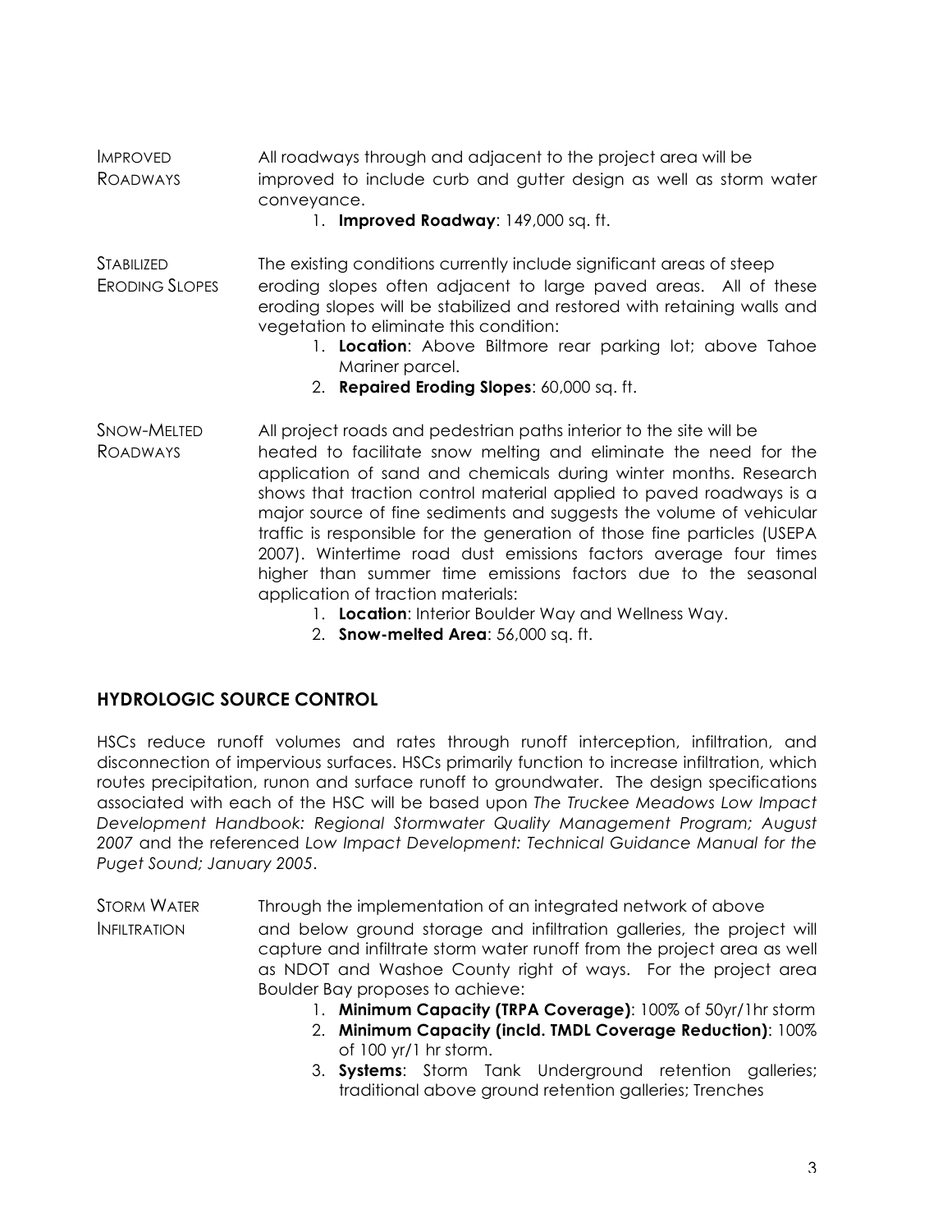**Improved Roadways** — All roadways through and adjacent to the project area will be improved to include curb and gutter design as well as storm water conveyance.

1. **Improved Roadway**: 149,000 sq. ft.

**Stabilized Eroding Slopes** — The existing conditions currently include significant areas of steep eroding slopes often adjacent to large paved areas. All of these eroding slopes will be stabilized and restored with retaining walls and vegetation to eliminate this condition:

1. **Location**: Above Biltmore rear parking lot; above Tahoe Mariner parcel.
2. **Repaired Eroding Slopes**: 60,000 sq. ft.

**Snow-Melted Roadways** — All project roads and pedestrian paths interior to the site will be heated to facilitate snow melting and eliminate the need for the application of sand and chemicals during winter months. Research shows that traction control material applied to paved roadways is a major source of fine sediments and suggests the volume of vehicular traffic is responsible for the generation of those fine particles (USEPA 2007). Wintertime road dust emissions factors average four times higher than summer time emissions factors due to the seasonal application of traction materials:

1. **Location**: Interior Boulder Way and Wellness Way.
2. **Snow-melted Area**: 56,000 sq. ft.

## HYDROLOGIC SOURCE CONTROL

HSCs reduce runoff volumes and rates through runoff interception, infiltration, and disconnection of impervious surfaces. HSCs primarily function to increase infiltration, which routes precipitation, runon and surface runoff to groundwater. The design specifications associated with each of the HSC will be based upon *The Truckee Meadows Low Impact Development Handbook: Regional Stormwater Quality Management Program; August 2007* and the referenced *Low Impact Development: Technical Guidance Manual for the Puget Sound; January 2005*.

**Storm Water Infiltration** — Through the implementation of an integrated network of above and below ground storage and infiltration galleries, the project will capture and infiltrate storm water runoff from the project area as well as NDOT and Washoe County right of ways. For the project area Boulder Bay proposes to achieve:

1. **Minimum Capacity (TRPA Coverage)**: 100% of 50yr/1hr storm
2. **Minimum Capacity (incld. TMDL Coverage Reduction)**: 100% of 100 yr/1 hr storm.
3. **Systems**: Storm Tank Underground retention galleries; traditional above ground retention galleries; Trenches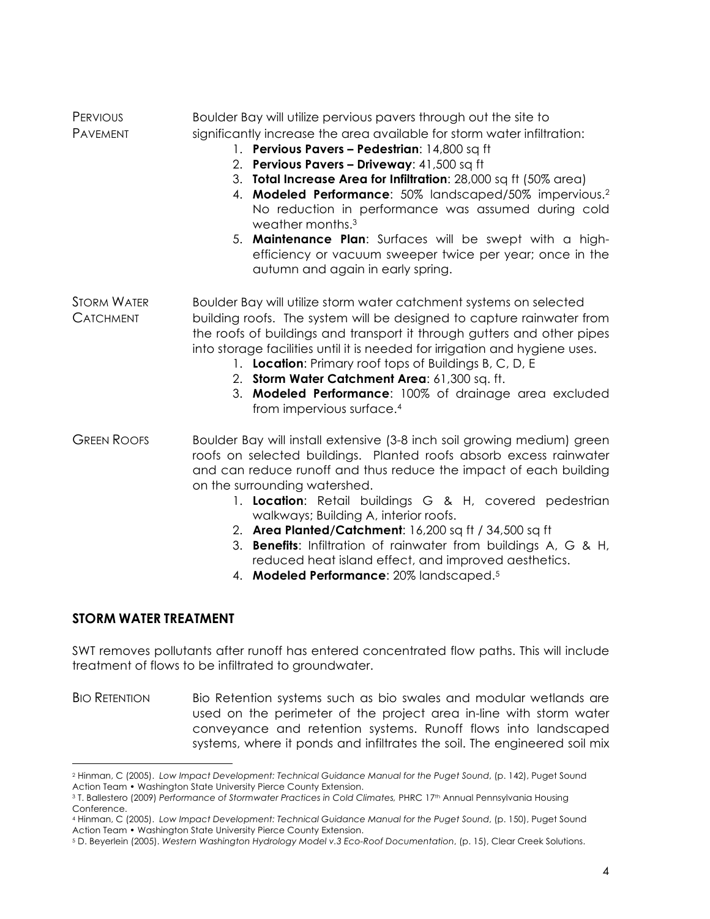**PERVIOUS PAVEMENT**

Boulder Bay will utilize pervious pavers through out the site to significantly increase the area available for storm water infiltration:

1. **Pervious Pavers – Pedestrian**: 14,800 sq ft
2. **Pervious Pavers – Driveway**: 41,500 sq ft
3. **Total Increase Area for Infiltration**: 28,000 sq ft (50% area)
4. **Modeled Performance**: 50% landscaped/50% impervious.[2] No reduction in performance was assumed during cold weather months.[3]
5. **Maintenance Plan**: Surfaces will be swept with a high-efficiency or vacuum sweeper twice per year; once in the autumn and again in early spring.

**STORM WATER CATCHMENT**

Boulder Bay will utilize storm water catchment systems on selected building roofs. The system will be designed to capture rainwater from the roofs of buildings and transport it through gutters and other pipes into storage facilities until it is needed for irrigation and hygiene uses.

1. **Location**: Primary roof tops of Buildings B, C, D, E
2. **Storm Water Catchment Area**: 61,300 sq. ft.
3. **Modeled Performance**: 100% of drainage area excluded from impervious surface.[4]

**GREEN ROOFS**

Boulder Bay will install extensive (3-8 inch soil growing medium) green roofs on selected buildings. Planted roofs absorb excess rainwater and can reduce runoff and thus reduce the impact of each building on the surrounding watershed.

1. **Location**: Retail buildings G & H, covered pedestrian walkways; Building A, interior roofs.
2. **Area Planted/Catchment**: 16,200 sq ft / 34,500 sq ft
3. **Benefits**: Infiltration of rainwater from buildings A, G & H, reduced heat island effect, and improved aesthetics.
4. **Modeled Performance**: 20% landscaped.[5]

## STORM WATER TREATMENT

SWT removes pollutants after runoff has entered concentrated flow paths. This will include treatment of flows to be infiltrated to groundwater.

**BIO RETENTION**

Bio Retention systems such as bio swales and modular wetlands are used on the perimeter of the project area in-line with storm water conveyance and retention systems. Runoff flows into landscaped systems, where it ponds and infiltrates the soil. The engineered soil mix

---

[2] Hinman, C (2005). *Low Impact Development: Technical Guidance Manual for the Puget Sound*, (p. 142), Puget Sound Action Team • Washington State University Pierce County Extension.

[3] T. Ballestero (2009) *Performance of Stormwater Practices in Cold Climates,* PHRC 17th Annual Pennsylvania Housing Conference.

[4] Hinman, C (2005). *Low Impact Development: Technical Guidance Manual for the Puget Sound*, (p. 150), Puget Sound Action Team • Washington State University Pierce County Extension.

[5] D. Beyerlein (2005). *Western Washington Hydrology Model v.3 Eco-Roof Documentation*, (p. 15), Clear Creek Solutions.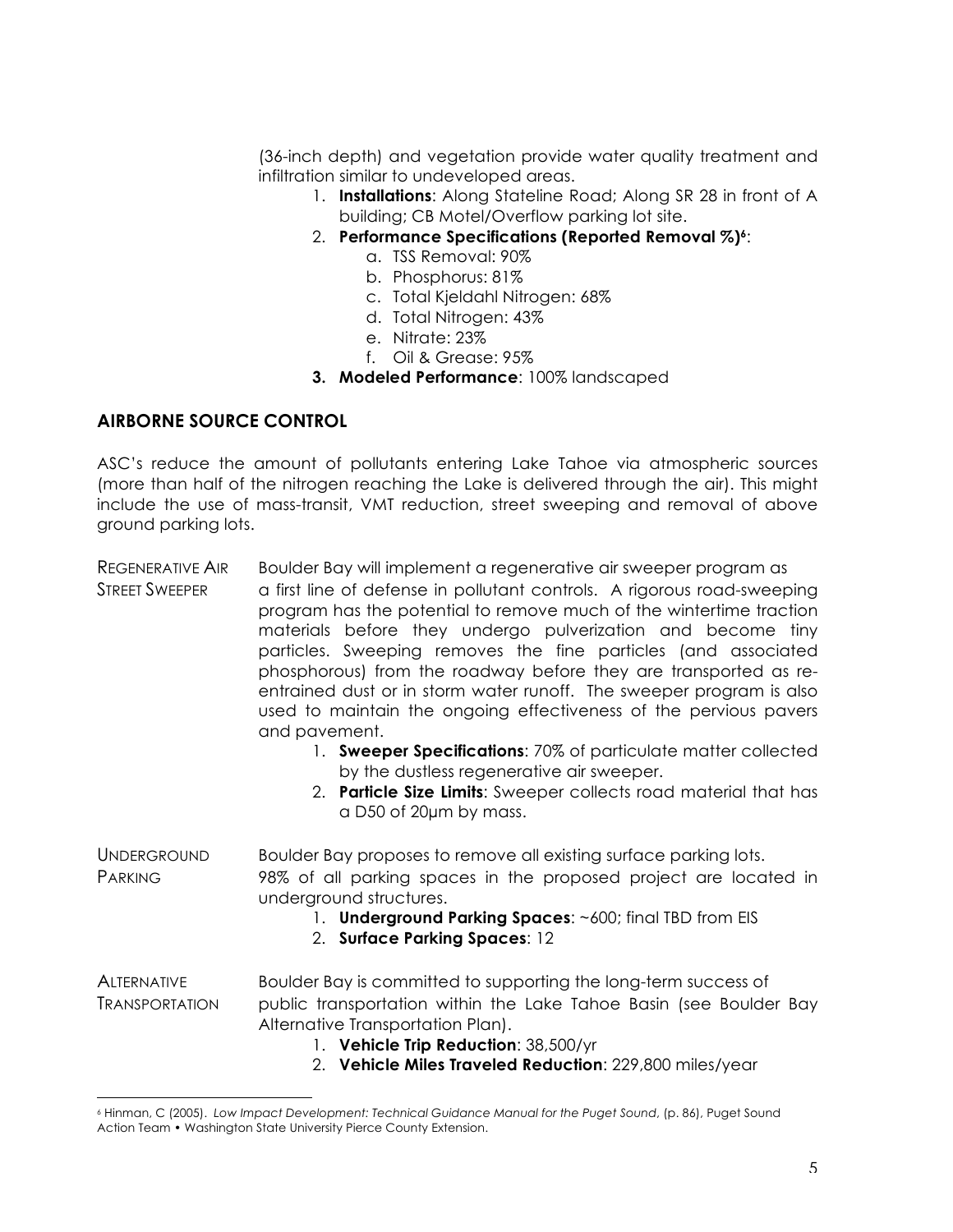(36-inch depth) and vegetation provide water quality treatment and infiltration similar to undeveloped areas.

1. **Installations**: Along Stateline Road; Along SR 28 in front of A building; CB Motel/Overflow parking lot site.
2. **Performance Specifications (Reported Removal %)**[6]:
   a. TSS Removal: 90%
   b. Phosphorus: 81%
   c. Total Kjeldahl Nitrogen: 68%
   d. Total Nitrogen: 43%
   e. Nitrate: 23%
   f. Oil & Grease: 95%
3. **Modeled Performance**: 100% landscaped

## AIRBORNE SOURCE CONTROL

ASC's reduce the amount of pollutants entering Lake Tahoe via atmospheric sources (more than half of the nitrogen reaching the Lake is delivered through the air). This might include the use of mass-transit, VMT reduction, street sweeping and removal of above ground parking lots.

**REGENERATIVE AIR STREET SWEEPER**

Boulder Bay will implement a regenerative air sweeper program as a first line of defense in pollutant controls. A rigorous road-sweeping program has the potential to remove much of the wintertime traction materials before they undergo pulverization and become tiny particles. Sweeping removes the fine particles (and associated phosphorous) from the roadway before they are transported as re-entrained dust or in storm water runoff. The sweeper program is also used to maintain the ongoing effectiveness of the pervious pavers and pavement.

1. **Sweeper Specifications**: 70% of particulate matter collected by the dustless regenerative air sweeper.
2. **Particle Size Limits**: Sweeper collects road material that has a D50 of 20μm by mass.

**UNDERGROUND PARKING**

Boulder Bay proposes to remove all existing surface parking lots. 98% of all parking spaces in the proposed project are located in underground structures.

1. **Underground Parking Spaces**: ~600; final TBD from EIS
2. **Surface Parking Spaces**: 12

**ALTERNATIVE TRANSPORTATION**

Boulder Bay is committed to supporting the long-term success of public transportation within the Lake Tahoe Basin (see Boulder Bay Alternative Transportation Plan).

1. **Vehicle Trip Reduction**: 38,500/yr
2. **Vehicle Miles Traveled Reduction**: 229,800 miles/year

---

[6] Hinman, C (2005). *Low Impact Development: Technical Guidance Manual for the Puget Sound*, (p. 86), Puget Sound Action Team • Washington State University Pierce County Extension.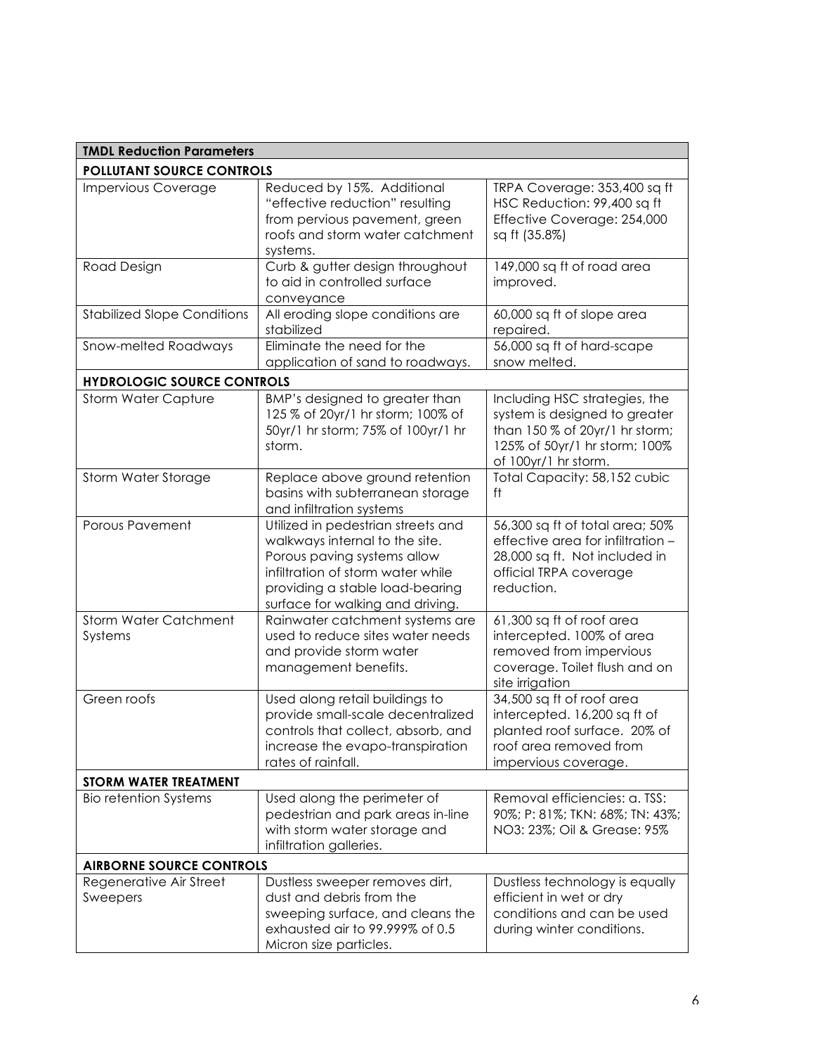| TMDL Reduction Parameters | | |
| --- | --- | --- |
| **POLLUTANT SOURCE CONTROLS** | | |
| Impervious Coverage | Reduced by 15%. Additional "effective reduction" resulting from pervious pavement, green roofs and storm water catchment systems. | TRPA Coverage: 353,400 sq ft HSC Reduction: 99,400 sq ft Effective Coverage: 254,000 sq ft (35.8%) |
| Road Design | Curb & gutter design throughout to aid in controlled surface conveyance | 149,000 sq ft of road area improved. |
| Stabilized Slope Conditions | All eroding slope conditions are stabilized | 60,000 sq ft of slope area repaired. |
| Snow-melted Roadways | Eliminate the need for the application of sand to roadways. | 56,000 sq ft of hard-scape snow melted. |
| **HYDROLOGIC SOURCE CONTROLS** | | |
| Storm Water Capture | BMP's designed to greater than 125 % of 20yr/1 hr storm; 100% of 50yr/1 hr storm; 75% of 100yr/1 hr storm. | Including HSC strategies, the system is designed to greater than 150 % of 20yr/1 hr storm; 125% of 50yr/1 hr storm; 100% of 100yr/1 hr storm. |
| Storm Water Storage | Replace above ground retention basins with subterranean storage and infiltration systems | Total Capacity: 58,152 cubic ft |
| Porous Pavement | Utilized in pedestrian streets and walkways internal to the site. Porous paving systems allow infiltration of storm water while providing a stable load-bearing surface for walking and driving. | 56,300 sq ft of total area; 50% effective area for infiltration – 28,000 sq ft. Not included in official TRPA coverage reduction. |
| Storm Water Catchment Systems | Rainwater catchment systems are used to reduce sites water needs and provide storm water management benefits. | 61,300 sq ft of roof area intercepted. 100% of area removed from impervious coverage. Toilet flush and on site irrigation |
| Green roofs | Used along retail buildings to provide small-scale decentralized controls that collect, absorb, and increase the evapo-transpiration rates of rainfall. | 34,500 sq ft of roof area intercepted. 16,200 sq ft of planted roof surface. 20% of roof area removed from impervious coverage. |
| **STORM WATER TREATMENT** | | |
| Bio retention Systems | Used along the perimeter of pedestrian and park areas in-line with storm water storage and infiltration galleries. | Removal efficiencies: a. TSS: 90%; P: 81%; TKN: 68%; TN: 43%; NO3: 23%; Oil & Grease: 95% |
| **AIRBORNE SOURCE CONTROLS** | | |
| Regenerative Air Street Sweepers | Dustless sweeper removes dirt, dust and debris from the sweeping surface, and cleans the exhausted air to 99.999% of 0.5 Micron size particles. | Dustless technology is equally efficient in wet or dry conditions and can be used during winter conditions. |